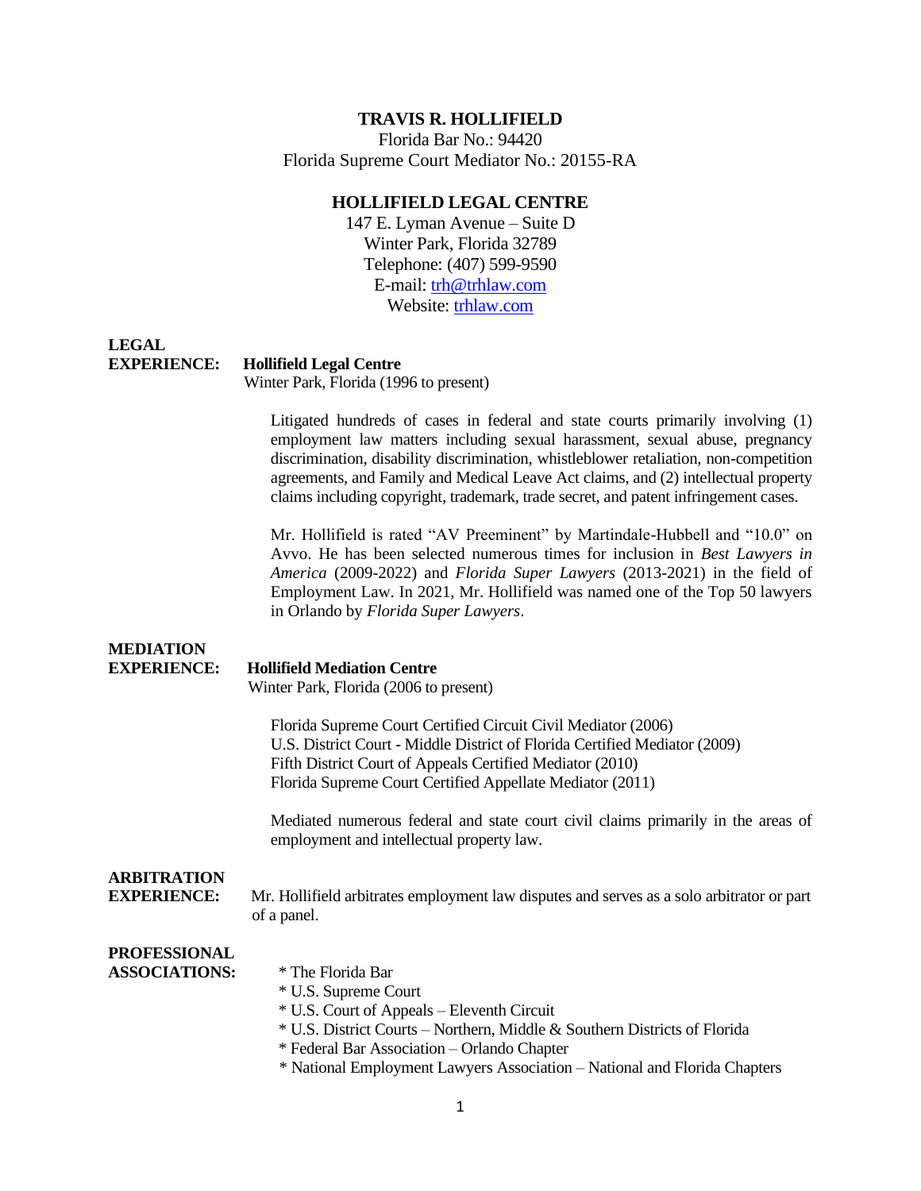# TRAVIS R. HOLLIFIELD

Florida Bar No.: 94420
Florida Supreme Court Mediator No.: 20155-RA

## HOLLIFIELD LEGAL CENTRE

147 E. Lyman Avenue – Suite D
Winter Park, Florida 32789
Telephone: (407) 599-9590
E-mail: trh@trhlaw.com
Website: trhlaw.com

## LEGAL EXPERIENCE:

**Hollifield Legal Centre**
Winter Park, Florida (1996 to present)

Litigated hundreds of cases in federal and state courts primarily involving (1) employment law matters including sexual harassment, sexual abuse, pregnancy discrimination, disability discrimination, whistleblower retaliation, non-competition agreements, and Family and Medical Leave Act claims, and (2) intellectual property claims including copyright, trademark, trade secret, and patent infringement cases.

Mr. Hollifield is rated "AV Preeminent" by Martindale-Hubbell and "10.0" on Avvo. He has been selected numerous times for inclusion in *Best Lawyers in America* (2009-2022) and *Florida Super Lawyers* (2013-2021) in the field of Employment Law. In 2021, Mr. Hollifield was named one of the Top 50 lawyers in Orlando by *Florida Super Lawyers*.

## MEDIATION EXPERIENCE:

**Hollifield Mediation Centre**
Winter Park, Florida (2006 to present)

Florida Supreme Court Certified Circuit Civil Mediator (2006)
U.S. District Court - Middle District of Florida Certified Mediator (2009)
Fifth District Court of Appeals Certified Mediator (2010)
Florida Supreme Court Certified Appellate Mediator (2011)

Mediated numerous federal and state court civil claims primarily in the areas of employment and intellectual property law.

## ARBITRATION EXPERIENCE:

Mr. Hollifield arbitrates employment law disputes and serves as a solo arbitrator or part of a panel.

## PROFESSIONAL ASSOCIATIONS:

* The Florida Bar
* U.S. Supreme Court
* U.S. Court of Appeals – Eleventh Circuit
* U.S. District Courts – Northern, Middle & Southern Districts of Florida
* Federal Bar Association – Orlando Chapter
* National Employment Lawyers Association – National and Florida Chapters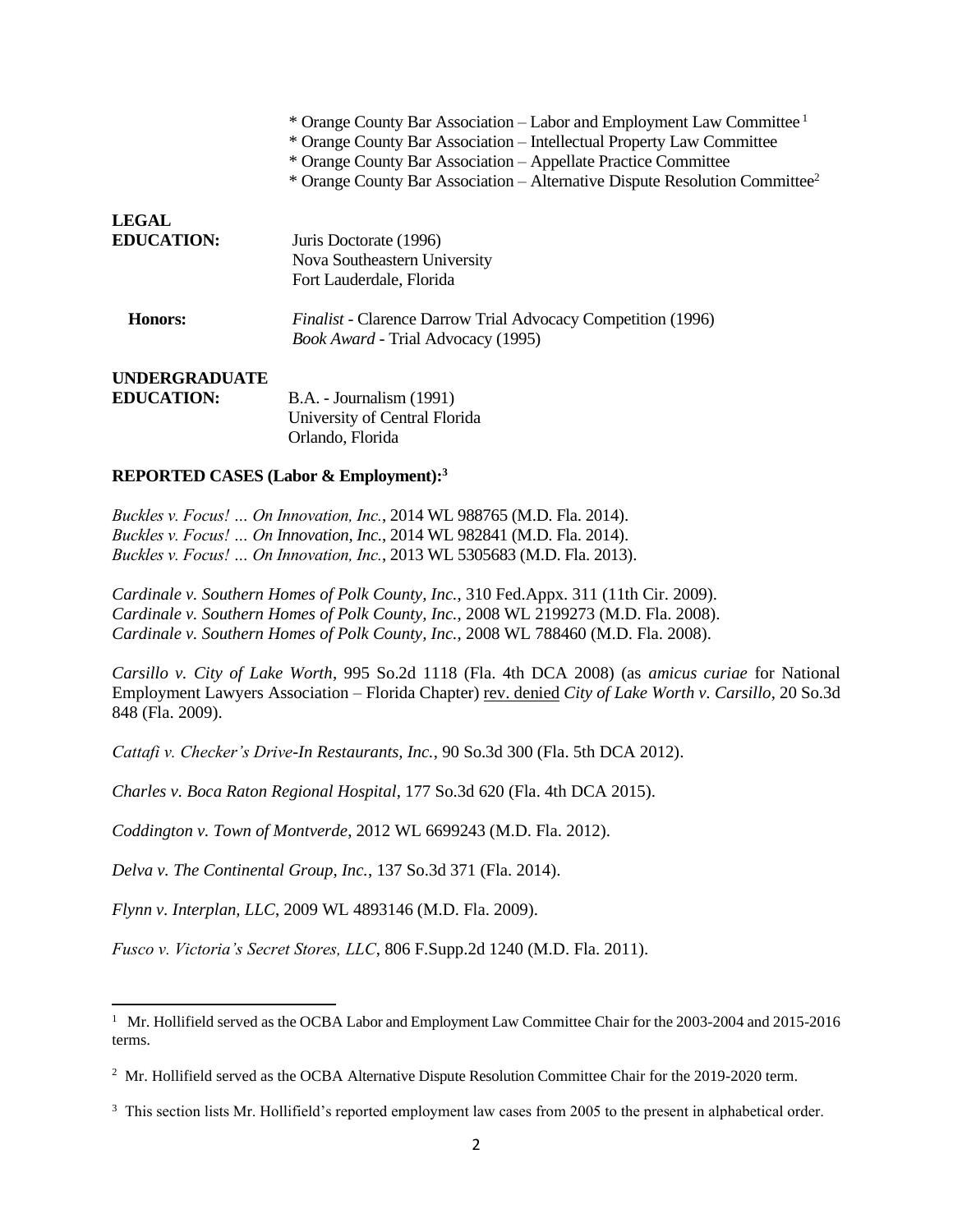* Orange County Bar Association – Labor and Employment Law Committee [1]
* Orange County Bar Association – Intellectual Property Law Committee
* Orange County Bar Association – Appellate Practice Committee
* Orange County Bar Association – Alternative Dispute Resolution Committee[2]

**LEGAL EDUCATION:**

Juris Doctorate (1996)
Nova Southeastern University
Fort Lauderdale, Florida

**Honors:**

*Finalist* - Clarence Darrow Trial Advocacy Competition (1996)
*Book Award* - Trial Advocacy (1995)

**UNDERGRADUATE EDUCATION:**

B.A. - Journalism (1991)
University of Central Florida
Orlando, Florida

**REPORTED CASES (Labor & Employment):[3]**

*Buckles v. Focus! … On Innovation, Inc.*, 2014 WL 988765 (M.D. Fla. 2014).
*Buckles v. Focus! … On Innovation, Inc.*, 2014 WL 982841 (M.D. Fla. 2014).
*Buckles v. Focus! … On Innovation, Inc.*, 2013 WL 5305683 (M.D. Fla. 2013).

*Cardinale v. Southern Homes of Polk County, Inc.*, 310 Fed.Appx. 311 (11th Cir. 2009).
*Cardinale v. Southern Homes of Polk County, Inc.*, 2008 WL 2199273 (M.D. Fla. 2008).
*Cardinale v. Southern Homes of Polk County, Inc.*, 2008 WL 788460 (M.D. Fla. 2008).

*Carsillo v. City of Lake Worth*, 995 So.2d 1118 (Fla. 4th DCA 2008) (as *amicus curiae* for National Employment Lawyers Association – Florida Chapter) rev. denied *City of Lake Worth v. Carsillo*, 20 So.3d 848 (Fla. 2009).

*Cattafi v. Checker's Drive-In Restaurants, Inc.*, 90 So.3d 300 (Fla. 5th DCA 2012).

*Charles v. Boca Raton Regional Hospital*, 177 So.3d 620 (Fla. 4th DCA 2015).

*Coddington v. Town of Montverde*, 2012 WL 6699243 (M.D. Fla. 2012).

*Delva v. The Continental Group, Inc.*, 137 So.3d 371 (Fla. 2014).

*Flynn v. Interplan, LLC*, 2009 WL 4893146 (M.D. Fla. 2009).

*Fusco v. Victoria's Secret Stores, LLC*, 806 F.Supp.2d 1240 (M.D. Fla. 2011).

---

[1] Mr. Hollifield served as the OCBA Labor and Employment Law Committee Chair for the 2003-2004 and 2015-2016 terms.

[2] Mr. Hollifield served as the OCBA Alternative Dispute Resolution Committee Chair for the 2019-2020 term.

[3] This section lists Mr. Hollifield's reported employment law cases from 2005 to the present in alphabetical order.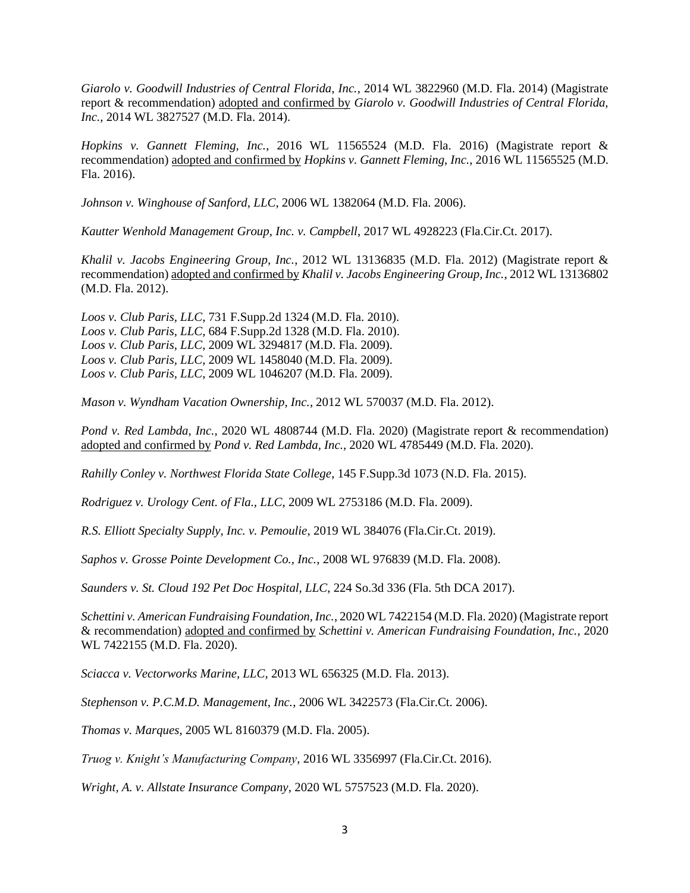*Giarolo v. Goodwill Industries of Central Florida, Inc.*, 2014 WL 3822960 (M.D. Fla. 2014) (Magistrate report & recommendation) <u>adopted and confirmed by</u> *Giarolo v. Goodwill Industries of Central Florida, Inc.*, 2014 WL 3827527 (M.D. Fla. 2014).

*Hopkins v. Gannett Fleming, Inc.*, 2016 WL 11565524 (M.D. Fla. 2016) (Magistrate report & recommendation) <u>adopted and confirmed by</u> *Hopkins v. Gannett Fleming, Inc.*, 2016 WL 11565525 (M.D. Fla. 2016).

*Johnson v. Winghouse of Sanford, LLC*, 2006 WL 1382064 (M.D. Fla. 2006).

*Kautter Wenhold Management Group, Inc. v. Campbell*, 2017 WL 4928223 (Fla.Cir.Ct. 2017).

*Khalil v. Jacobs Engineering Group, Inc.*, 2012 WL 13136835 (M.D. Fla. 2012) (Magistrate report & recommendation) <u>adopted and confirmed by</u> *Khalil v. Jacobs Engineering Group, Inc.*, 2012 WL 13136802 (M.D. Fla. 2012).

*Loos v. Club Paris, LLC*, 731 F.Supp.2d 1324 (M.D. Fla. 2010).
*Loos v. Club Paris, LLC*, 684 F.Supp.2d 1328 (M.D. Fla. 2010).
*Loos v. Club Paris, LLC*, 2009 WL 3294817 (M.D. Fla. 2009).
*Loos v. Club Paris, LLC*, 2009 WL 1458040 (M.D. Fla. 2009).
*Loos v. Club Paris, LLC*, 2009 WL 1046207 (M.D. Fla. 2009).

*Mason v. Wyndham Vacation Ownership, Inc.*, 2012 WL 570037 (M.D. Fla. 2012).

*Pond v. Red Lambda, Inc.*, 2020 WL 4808744 (M.D. Fla. 2020) (Magistrate report & recommendation) <u>adopted and confirmed by</u> *Pond v. Red Lambda, Inc.*, 2020 WL 4785449 (M.D. Fla. 2020).

*Rahilly Conley v. Northwest Florida State College*, 145 F.Supp.3d 1073 (N.D. Fla. 2015).

*Rodriguez v. Urology Cent. of Fla., LLC*, 2009 WL 2753186 (M.D. Fla. 2009).

*R.S. Elliott Specialty Supply, Inc. v. Pemoulie*, 2019 WL 384076 (Fla.Cir.Ct. 2019).

*Saphos v. Grosse Pointe Development Co., Inc.*, 2008 WL 976839 (M.D. Fla. 2008).

*Saunders v. St. Cloud 192 Pet Doc Hospital, LLC*, 224 So.3d 336 (Fla. 5th DCA 2017).

*Schettini v. American Fundraising Foundation, Inc.*, 2020 WL 7422154 (M.D. Fla. 2020) (Magistrate report & recommendation) <u>adopted and confirmed by</u> *Schettini v. American Fundraising Foundation, Inc.*, 2020 WL 7422155 (M.D. Fla. 2020).

*Sciacca v. Vectorworks Marine, LLC*, 2013 WL 656325 (M.D. Fla. 2013).

*Stephenson v. P.C.M.D. Management, Inc.*, 2006 WL 3422573 (Fla.Cir.Ct. 2006).

*Thomas v. Marques*, 2005 WL 8160379 (M.D. Fla. 2005).

*Truog v. Knight's Manufacturing Company*, 2016 WL 3356997 (Fla.Cir.Ct. 2016).

*Wright, A. v. Allstate Insurance Company*, 2020 WL 5757523 (M.D. Fla. 2020).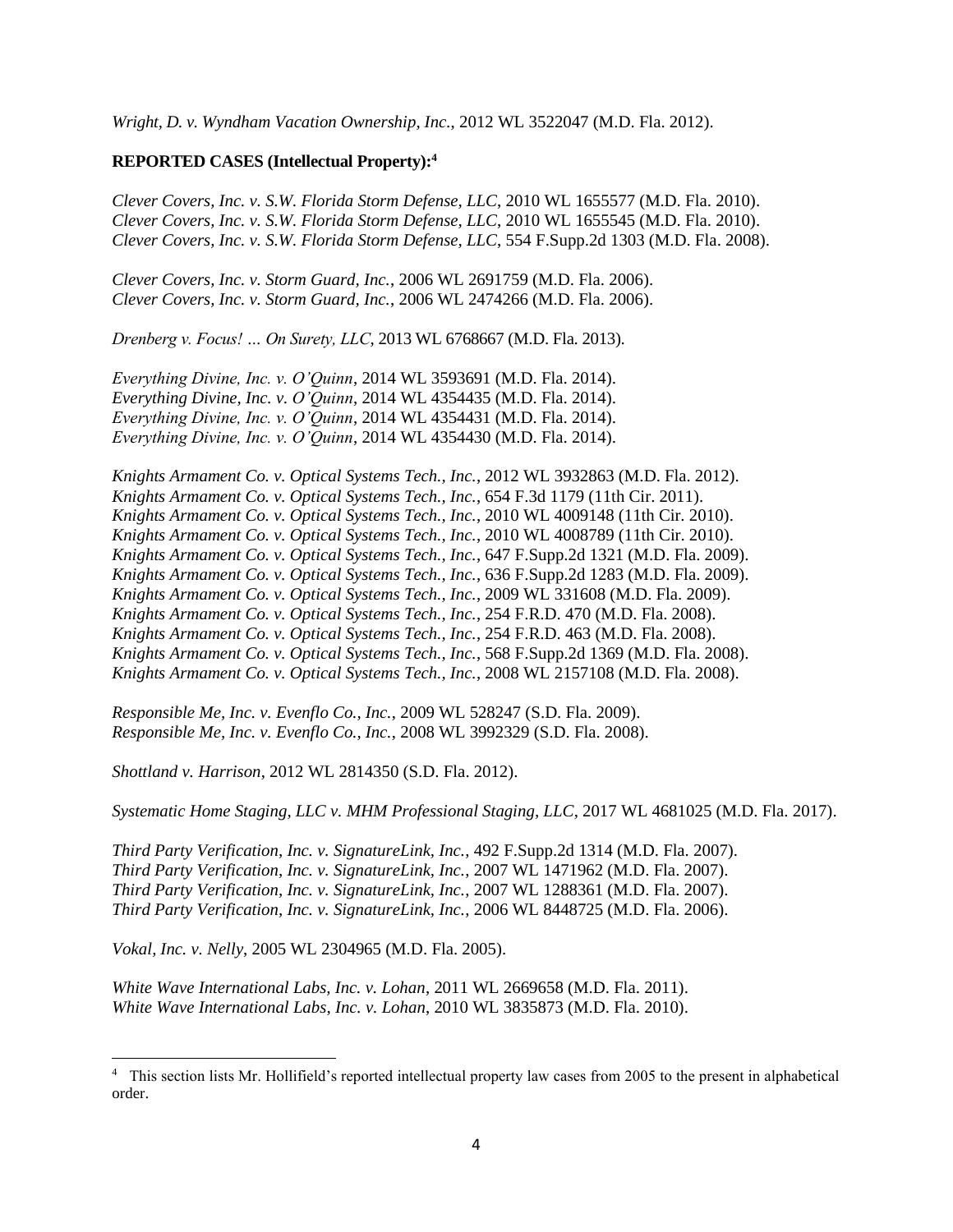*Wright, D. v. Wyndham Vacation Ownership, Inc.*, 2012 WL 3522047 (M.D. Fla. 2012).

**REPORTED CASES (Intellectual Property):**[4]

*Clever Covers, Inc. v. S.W. Florida Storm Defense, LLC*, 2010 WL 1655577 (M.D. Fla. 2010).
*Clever Covers, Inc. v. S.W. Florida Storm Defense, LLC*, 2010 WL 1655545 (M.D. Fla. 2010).
*Clever Covers, Inc. v. S.W. Florida Storm Defense, LLC*, 554 F.Supp.2d 1303 (M.D. Fla. 2008).

*Clever Covers, Inc. v. Storm Guard, Inc.*, 2006 WL 2691759 (M.D. Fla. 2006).
*Clever Covers, Inc. v. Storm Guard, Inc.*, 2006 WL 2474266 (M.D. Fla. 2006).

*Drenberg v. Focus! … On Surety, LLC*, 2013 WL 6768667 (M.D. Fla. 2013).

*Everything Divine, Inc. v. O'Quinn*, 2014 WL 3593691 (M.D. Fla. 2014).
*Everything Divine, Inc. v. O'Quinn*, 2014 WL 4354435 (M.D. Fla. 2014).
*Everything Divine, Inc. v. O'Quinn*, 2014 WL 4354431 (M.D. Fla. 2014).
*Everything Divine, Inc. v. O'Quinn*, 2014 WL 4354430 (M.D. Fla. 2014).

*Knights Armament Co. v. Optical Systems Tech., Inc.*, 2012 WL 3932863 (M.D. Fla. 2012).
*Knights Armament Co. v. Optical Systems Tech., Inc.*, 654 F.3d 1179 (11th Cir. 2011).
*Knights Armament Co. v. Optical Systems Tech., Inc.*, 2010 WL 4009148 (11th Cir. 2010).
*Knights Armament Co. v. Optical Systems Tech., Inc.*, 2010 WL 4008789 (11th Cir. 2010).
*Knights Armament Co. v. Optical Systems Tech., Inc.*, 647 F.Supp.2d 1321 (M.D. Fla. 2009).
*Knights Armament Co. v. Optical Systems Tech., Inc.*, 636 F.Supp.2d 1283 (M.D. Fla. 2009).
*Knights Armament Co. v. Optical Systems Tech., Inc.*, 2009 WL 331608 (M.D. Fla. 2009).
*Knights Armament Co. v. Optical Systems Tech., Inc.*, 254 F.R.D. 470 (M.D. Fla. 2008).
*Knights Armament Co. v. Optical Systems Tech., Inc.*, 254 F.R.D. 463 (M.D. Fla. 2008).
*Knights Armament Co. v. Optical Systems Tech., Inc.*, 568 F.Supp.2d 1369 (M.D. Fla. 2008).
*Knights Armament Co. v. Optical Systems Tech., Inc.*, 2008 WL 2157108 (M.D. Fla. 2008).

*Responsible Me, Inc. v. Evenflo Co., Inc.*, 2009 WL 528247 (S.D. Fla. 2009).
*Responsible Me, Inc. v. Evenflo Co., Inc.*, 2008 WL 3992329 (S.D. Fla. 2008).

*Shottland v. Harrison*, 2012 WL 2814350 (S.D. Fla. 2012).

*Systematic Home Staging, LLC v. MHM Professional Staging, LLC*, 2017 WL 4681025 (M.D. Fla. 2017).

*Third Party Verification, Inc. v. SignatureLink, Inc.*, 492 F.Supp.2d 1314 (M.D. Fla. 2007).
*Third Party Verification, Inc. v. SignatureLink, Inc.*, 2007 WL 1471962 (M.D. Fla. 2007).
*Third Party Verification, Inc. v. SignatureLink, Inc.*, 2007 WL 1288361 (M.D. Fla. 2007).
*Third Party Verification, Inc. v. SignatureLink, Inc.*, 2006 WL 8448725 (M.D. Fla. 2006).

*Vokal, Inc. v. Nelly*, 2005 WL 2304965 (M.D. Fla. 2005).

*White Wave International Labs, Inc. v. Lohan*, 2011 WL 2669658 (M.D. Fla. 2011).
*White Wave International Labs, Inc. v. Lohan*, 2010 WL 3835873 (M.D. Fla. 2010).

---

[4] This section lists Mr. Hollifield's reported intellectual property law cases from 2005 to the present in alphabetical order.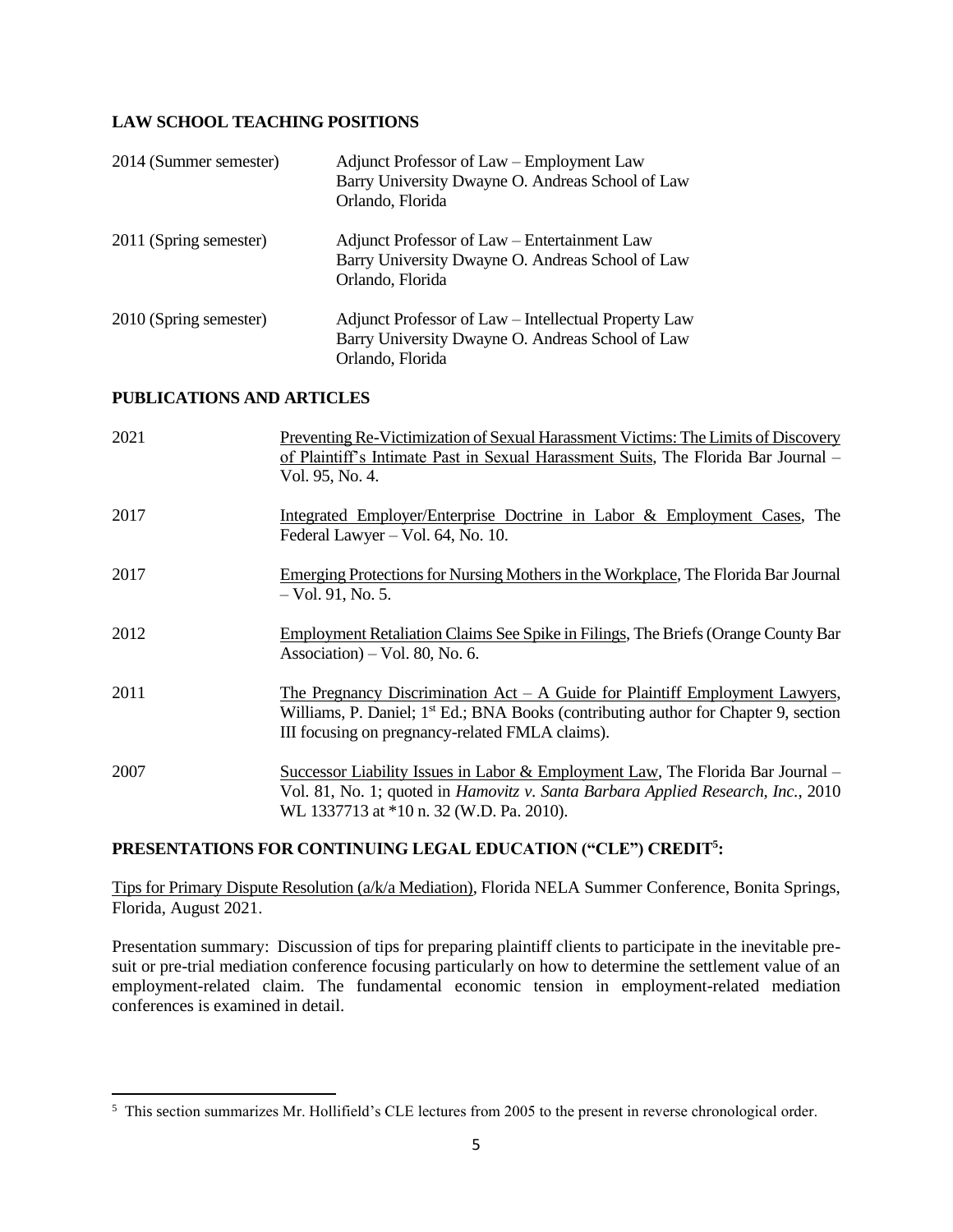## LAW SCHOOL TEACHING POSITIONS

| | |
|---|---|
| 2014 (Summer semester) | Adjunct Professor of Law – Employment Law<br>Barry University Dwayne O. Andreas School of Law<br>Orlando, Florida |
| 2011 (Spring semester) | Adjunct Professor of Law – Entertainment Law<br>Barry University Dwayne O. Andreas School of Law<br>Orlando, Florida |
| 2010 (Spring semester) | Adjunct Professor of Law – Intellectual Property Law<br>Barry University Dwayne O. Andreas School of Law<br>Orlando, Florida |

## PUBLICATIONS AND ARTICLES

| | |
|---|---|
| 2021 | <u>Preventing Re-Victimization of Sexual Harassment Victims: The Limits of Discovery of Plaintiff's Intimate Past in Sexual Harassment Suits</u>, The Florida Bar Journal – Vol. 95, No. 4. |
| 2017 | <u>Integrated Employer/Enterprise Doctrine in Labor & Employment Cases</u>, The Federal Lawyer – Vol. 64, No. 10. |
| 2017 | <u>Emerging Protections for Nursing Mothers in the Workplace</u>, The Florida Bar Journal – Vol. 91, No. 5. |
| 2012 | <u>Employment Retaliation Claims See Spike in Filings</u>, The Briefs (Orange County Bar Association) – Vol. 80, No. 6. |
| 2011 | <u>The Pregnancy Discrimination Act – A Guide for Plaintiff Employment Lawyers</u>, Williams, P. Daniel; 1st Ed.; BNA Books (contributing author for Chapter 9, section III focusing on pregnancy-related FMLA claims). |
| 2007 | <u>Successor Liability Issues in Labor & Employment Law</u>, The Florida Bar Journal – Vol. 81, No. 1; quoted in *Hamovitz v. Santa Barbara Applied Research, Inc.*, 2010 WL 1337713 at *10 n. 32 (W.D. Pa. 2010). |

## PRESENTATIONS FOR CONTINUING LEGAL EDUCATION ("CLE") CREDIT[5]:

<u>Tips for Primary Dispute Resolution (a/k/a Mediation)</u>, Florida NELA Summer Conference, Bonita Springs, Florida, August 2021.

Presentation summary: Discussion of tips for preparing plaintiff clients to participate in the inevitable pre-suit or pre-trial mediation conference focusing particularly on how to determine the settlement value of an employment-related claim. The fundamental economic tension in employment-related mediation conferences is examined in detail.

---

[5] This section summarizes Mr. Hollifield's CLE lectures from 2005 to the present in reverse chronological order.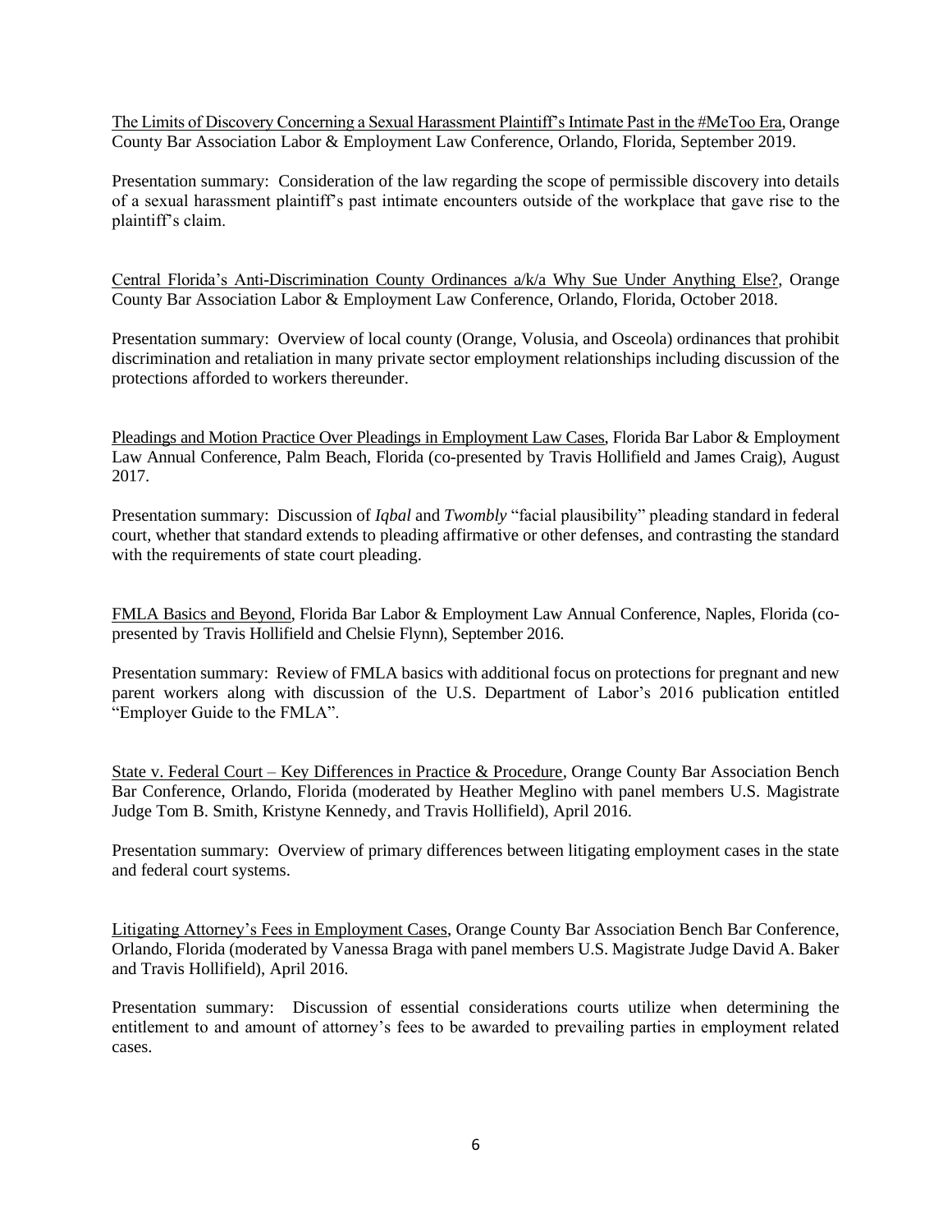<u>The Limits of Discovery Concerning a Sexual Harassment Plaintiff's Intimate Past in the #MeToo Era</u>, Orange County Bar Association Labor & Employment Law Conference, Orlando, Florida, September 2019.

Presentation summary: Consideration of the law regarding the scope of permissible discovery into details of a sexual harassment plaintiff's past intimate encounters outside of the workplace that gave rise to the plaintiff's claim.

<u>Central Florida's Anti-Discrimination County Ordinances a/k/a Why Sue Under Anything Else?</u>, Orange County Bar Association Labor & Employment Law Conference, Orlando, Florida, October 2018.

Presentation summary: Overview of local county (Orange, Volusia, and Osceola) ordinances that prohibit discrimination and retaliation in many private sector employment relationships including discussion of the protections afforded to workers thereunder.

<u>Pleadings and Motion Practice Over Pleadings in Employment Law Cases</u>, Florida Bar Labor & Employment Law Annual Conference, Palm Beach, Florida (co-presented by Travis Hollifield and James Craig), August 2017.

Presentation summary: Discussion of *Iqbal* and *Twombly* "facial plausibility" pleading standard in federal court, whether that standard extends to pleading affirmative or other defenses, and contrasting the standard with the requirements of state court pleading.

<u>FMLA Basics and Beyond</u>, Florida Bar Labor & Employment Law Annual Conference, Naples, Florida (co-presented by Travis Hollifield and Chelsie Flynn), September 2016.

Presentation summary: Review of FMLA basics with additional focus on protections for pregnant and new parent workers along with discussion of the U.S. Department of Labor's 2016 publication entitled "Employer Guide to the FMLA".

<u>State v. Federal Court – Key Differences in Practice & Procedure</u>, Orange County Bar Association Bench Bar Conference, Orlando, Florida (moderated by Heather Meglino with panel members U.S. Magistrate Judge Tom B. Smith, Kristyne Kennedy, and Travis Hollifield), April 2016.

Presentation summary: Overview of primary differences between litigating employment cases in the state and federal court systems.

<u>Litigating Attorney's Fees in Employment Cases</u>, Orange County Bar Association Bench Bar Conference, Orlando, Florida (moderated by Vanessa Braga with panel members U.S. Magistrate Judge David A. Baker and Travis Hollifield), April 2016.

Presentation summary: Discussion of essential considerations courts utilize when determining the entitlement to and amount of attorney's fees to be awarded to prevailing parties in employment related cases.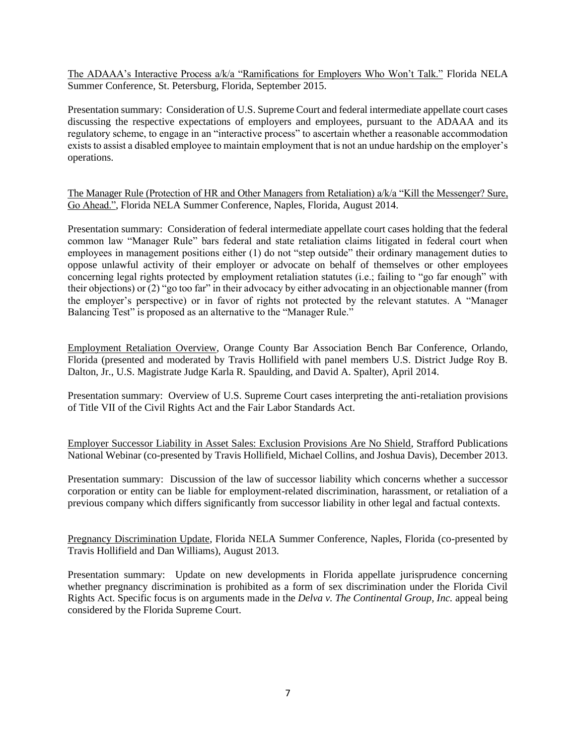<u>The ADAAA's Interactive Process a/k/a "Ramifications for Employers Who Won't Talk."</u> Florida NELA Summer Conference, St. Petersburg, Florida, September 2015.

Presentation summary: Consideration of U.S. Supreme Court and federal intermediate appellate court cases discussing the respective expectations of employers and employees, pursuant to the ADAAA and its regulatory scheme, to engage in an "interactive process" to ascertain whether a reasonable accommodation exists to assist a disabled employee to maintain employment that is not an undue hardship on the employer's operations.

<u>The Manager Rule (Protection of HR and Other Managers from Retaliation) a/k/a "Kill the Messenger? Sure, Go Ahead."</u>, Florida NELA Summer Conference, Naples, Florida, August 2014.

Presentation summary: Consideration of federal intermediate appellate court cases holding that the federal common law "Manager Rule" bars federal and state retaliation claims litigated in federal court when employees in management positions either (1) do not "step outside" their ordinary management duties to oppose unlawful activity of their employer or advocate on behalf of themselves or other employees concerning legal rights protected by employment retaliation statutes (i.e.; failing to "go far enough" with their objections) or (2) "go too far" in their advocacy by either advocating in an objectionable manner (from the employer's perspective) or in favor of rights not protected by the relevant statutes. A "Manager Balancing Test" is proposed as an alternative to the "Manager Rule."

<u>Employment Retaliation Overview</u>, Orange County Bar Association Bench Bar Conference, Orlando, Florida (presented and moderated by Travis Hollifield with panel members U.S. District Judge Roy B. Dalton, Jr., U.S. Magistrate Judge Karla R. Spaulding, and David A. Spalter), April 2014.

Presentation summary: Overview of U.S. Supreme Court cases interpreting the anti-retaliation provisions of Title VII of the Civil Rights Act and the Fair Labor Standards Act.

<u>Employer Successor Liability in Asset Sales: Exclusion Provisions Are No Shield</u>, Strafford Publications National Webinar (co-presented by Travis Hollifield, Michael Collins, and Joshua Davis), December 2013.

Presentation summary: Discussion of the law of successor liability which concerns whether a successor corporation or entity can be liable for employment-related discrimination, harassment, or retaliation of a previous company which differs significantly from successor liability in other legal and factual contexts.

<u>Pregnancy Discrimination Update</u>, Florida NELA Summer Conference, Naples, Florida (co-presented by Travis Hollifield and Dan Williams), August 2013.

Presentation summary: Update on new developments in Florida appellate jurisprudence concerning whether pregnancy discrimination is prohibited as a form of sex discrimination under the Florida Civil Rights Act. Specific focus is on arguments made in the *Delva v. The Continental Group, Inc.* appeal being considered by the Florida Supreme Court.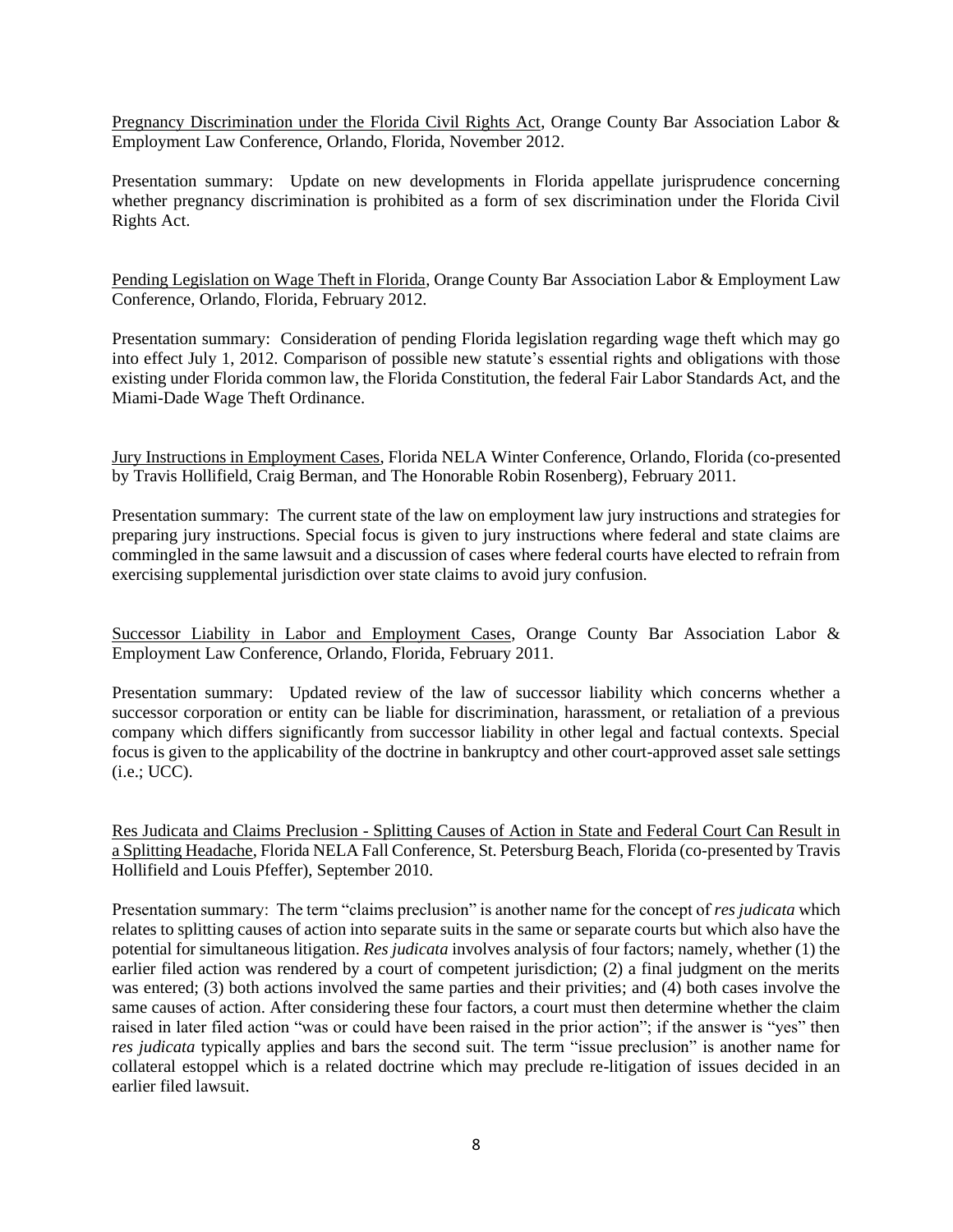Pregnancy Discrimination under the Florida Civil Rights Act, Orange County Bar Association Labor & Employment Law Conference, Orlando, Florida, November 2012.

Presentation summary: Update on new developments in Florida appellate jurisprudence concerning whether pregnancy discrimination is prohibited as a form of sex discrimination under the Florida Civil Rights Act.

Pending Legislation on Wage Theft in Florida, Orange County Bar Association Labor & Employment Law Conference, Orlando, Florida, February 2012.

Presentation summary: Consideration of pending Florida legislation regarding wage theft which may go into effect July 1, 2012. Comparison of possible new statute's essential rights and obligations with those existing under Florida common law, the Florida Constitution, the federal Fair Labor Standards Act, and the Miami-Dade Wage Theft Ordinance.

Jury Instructions in Employment Cases, Florida NELA Winter Conference, Orlando, Florida (co-presented by Travis Hollifield, Craig Berman, and The Honorable Robin Rosenberg), February 2011.

Presentation summary: The current state of the law on employment law jury instructions and strategies for preparing jury instructions. Special focus is given to jury instructions where federal and state claims are commingled in the same lawsuit and a discussion of cases where federal courts have elected to refrain from exercising supplemental jurisdiction over state claims to avoid jury confusion.

Successor Liability in Labor and Employment Cases, Orange County Bar Association Labor & Employment Law Conference, Orlando, Florida, February 2011.

Presentation summary: Updated review of the law of successor liability which concerns whether a successor corporation or entity can be liable for discrimination, harassment, or retaliation of a previous company which differs significantly from successor liability in other legal and factual contexts. Special focus is given to the applicability of the doctrine in bankruptcy and other court-approved asset sale settings (i.e.; UCC).

Res Judicata and Claims Preclusion - Splitting Causes of Action in State and Federal Court Can Result in a Splitting Headache, Florida NELA Fall Conference, St. Petersburg Beach, Florida (co-presented by Travis Hollifield and Louis Pfeffer), September 2010.

Presentation summary: The term "claims preclusion" is another name for the concept of *res judicata* which relates to splitting causes of action into separate suits in the same or separate courts but which also have the potential for simultaneous litigation. *Res judicata* involves analysis of four factors; namely, whether (1) the earlier filed action was rendered by a court of competent jurisdiction; (2) a final judgment on the merits was entered; (3) both actions involved the same parties and their privities; and (4) both cases involve the same causes of action. After considering these four factors, a court must then determine whether the claim raised in later filed action "was or could have been raised in the prior action"; if the answer is "yes" then *res judicata* typically applies and bars the second suit. The term "issue preclusion" is another name for collateral estoppel which is a related doctrine which may preclude re-litigation of issues decided in an earlier filed lawsuit.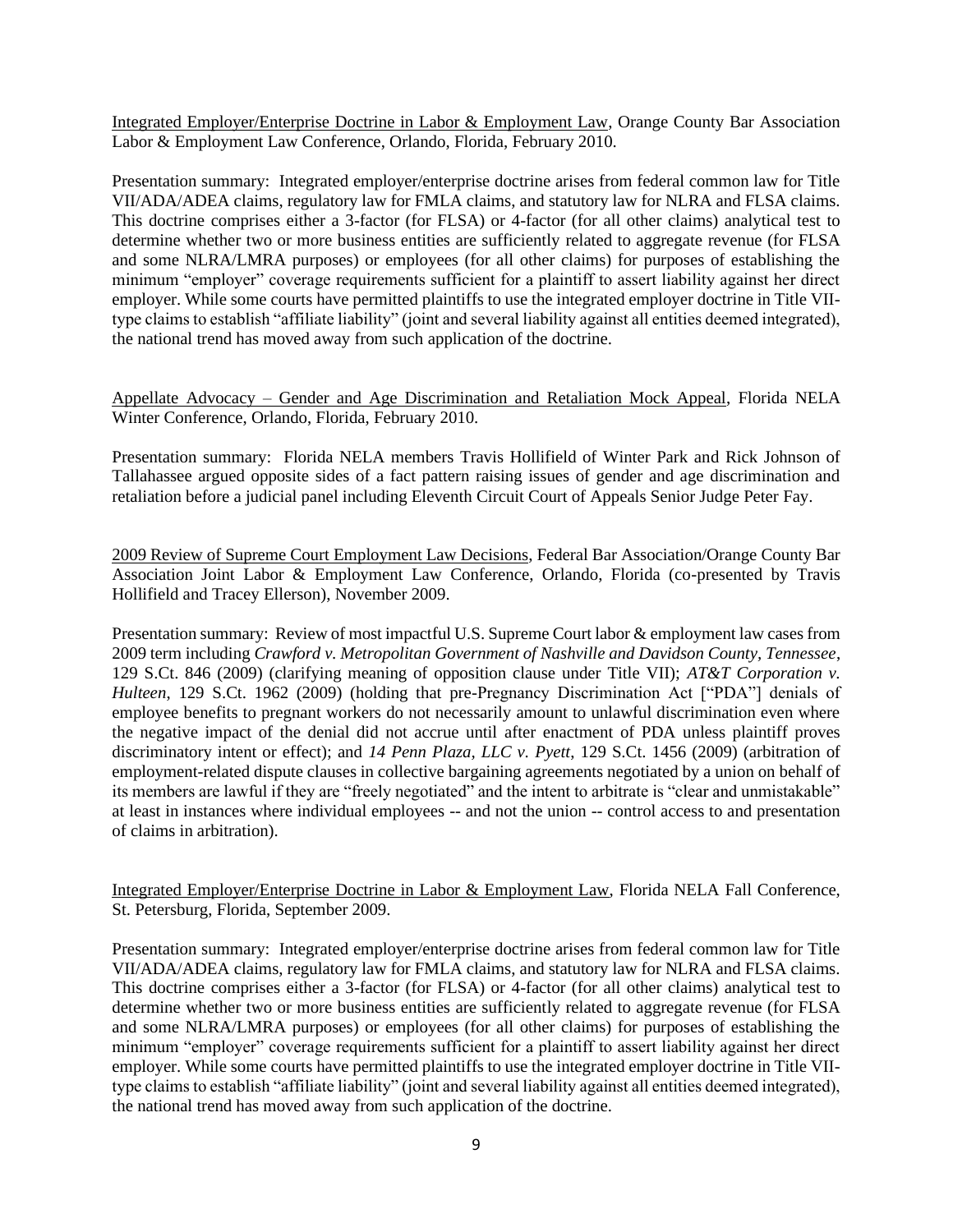<u>Integrated Employer/Enterprise Doctrine in Labor & Employment Law</u>, Orange County Bar Association Labor & Employment Law Conference, Orlando, Florida, February 2010.

Presentation summary: Integrated employer/enterprise doctrine arises from federal common law for Title VII/ADA/ADEA claims, regulatory law for FMLA claims, and statutory law for NLRA and FLSA claims. This doctrine comprises either a 3-factor (for FLSA) or 4-factor (for all other claims) analytical test to determine whether two or more business entities are sufficiently related to aggregate revenue (for FLSA and some NLRA/LMRA purposes) or employees (for all other claims) for purposes of establishing the minimum "employer" coverage requirements sufficient for a plaintiff to assert liability against her direct employer. While some courts have permitted plaintiffs to use the integrated employer doctrine in Title VII-type claims to establish "affiliate liability" (joint and several liability against all entities deemed integrated), the national trend has moved away from such application of the doctrine.

<u>Appellate Advocacy – Gender and Age Discrimination and Retaliation Mock Appeal</u>, Florida NELA Winter Conference, Orlando, Florida, February 2010.

Presentation summary: Florida NELA members Travis Hollifield of Winter Park and Rick Johnson of Tallahassee argued opposite sides of a fact pattern raising issues of gender and age discrimination and retaliation before a judicial panel including Eleventh Circuit Court of Appeals Senior Judge Peter Fay.

<u>2009 Review of Supreme Court Employment Law Decisions</u>, Federal Bar Association/Orange County Bar Association Joint Labor & Employment Law Conference, Orlando, Florida (co-presented by Travis Hollifield and Tracey Ellerson), November 2009.

Presentation summary: Review of most impactful U.S. Supreme Court labor & employment law cases from 2009 term including *Crawford v. Metropolitan Government of Nashville and Davidson County, Tennessee*, 129 S.Ct. 846 (2009) (clarifying meaning of opposition clause under Title VII); *AT&T Corporation v. Hulteen*, 129 S.Ct. 1962 (2009) (holding that pre-Pregnancy Discrimination Act ["PDA"] denials of employee benefits to pregnant workers do not necessarily amount to unlawful discrimination even where the negative impact of the denial did not accrue until after enactment of PDA unless plaintiff proves discriminatory intent or effect); and *14 Penn Plaza, LLC v. Pyett*, 129 S.Ct. 1456 (2009) (arbitration of employment-related dispute clauses in collective bargaining agreements negotiated by a union on behalf of its members are lawful if they are "freely negotiated" and the intent to arbitrate is "clear and unmistakable" at least in instances where individual employees -- and not the union -- control access to and presentation of claims in arbitration).

<u>Integrated Employer/Enterprise Doctrine in Labor & Employment Law</u>, Florida NELA Fall Conference, St. Petersburg, Florida, September 2009.

Presentation summary: Integrated employer/enterprise doctrine arises from federal common law for Title VII/ADA/ADEA claims, regulatory law for FMLA claims, and statutory law for NLRA and FLSA claims. This doctrine comprises either a 3-factor (for FLSA) or 4-factor (for all other claims) analytical test to determine whether two or more business entities are sufficiently related to aggregate revenue (for FLSA and some NLRA/LMRA purposes) or employees (for all other claims) for purposes of establishing the minimum "employer" coverage requirements sufficient for a plaintiff to assert liability against her direct employer. While some courts have permitted plaintiffs to use the integrated employer doctrine in Title VII-type claims to establish "affiliate liability" (joint and several liability against all entities deemed integrated), the national trend has moved away from such application of the doctrine.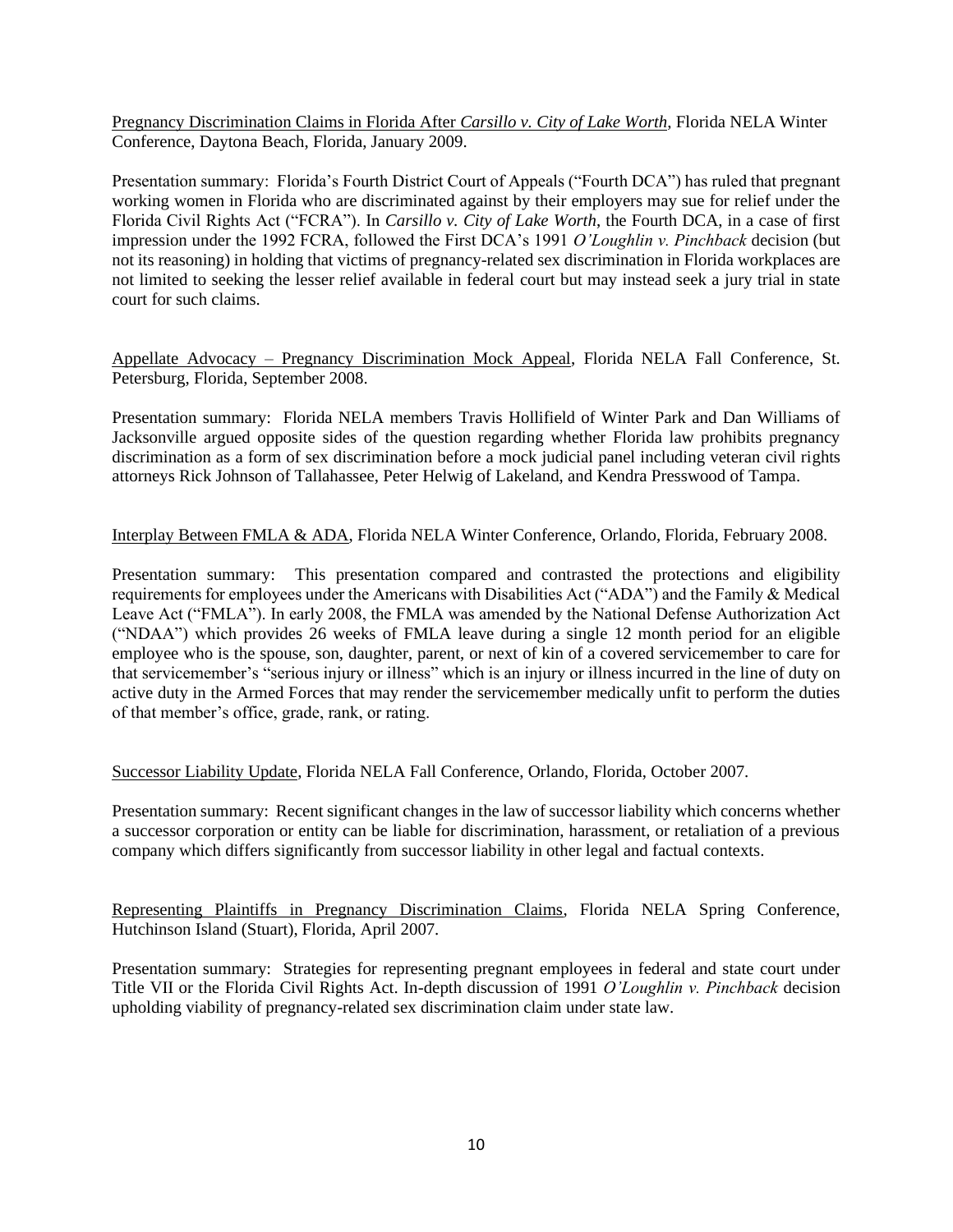<u>Pregnancy Discrimination Claims in Florida After *Carsillo v. City of Lake Worth*</u>, Florida NELA Winter Conference, Daytona Beach, Florida, January 2009.

Presentation summary: Florida's Fourth District Court of Appeals ("Fourth DCA") has ruled that pregnant working women in Florida who are discriminated against by their employers may sue for relief under the Florida Civil Rights Act ("FCRA"). In *Carsillo v. City of Lake Worth*, the Fourth DCA, in a case of first impression under the 1992 FCRA, followed the First DCA's 1991 *O'Loughlin v. Pinchback* decision (but not its reasoning) in holding that victims of pregnancy-related sex discrimination in Florida workplaces are not limited to seeking the lesser relief available in federal court but may instead seek a jury trial in state court for such claims.

<u>Appellate Advocacy – Pregnancy Discrimination Mock Appeal</u>, Florida NELA Fall Conference, St. Petersburg, Florida, September 2008.

Presentation summary: Florida NELA members Travis Hollifield of Winter Park and Dan Williams of Jacksonville argued opposite sides of the question regarding whether Florida law prohibits pregnancy discrimination as a form of sex discrimination before a mock judicial panel including veteran civil rights attorneys Rick Johnson of Tallahassee, Peter Helwig of Lakeland, and Kendra Presswood of Tampa.

<u>Interplay Between FMLA & ADA</u>, Florida NELA Winter Conference, Orlando, Florida, February 2008.

Presentation summary: This presentation compared and contrasted the protections and eligibility requirements for employees under the Americans with Disabilities Act ("ADA") and the Family & Medical Leave Act ("FMLA"). In early 2008, the FMLA was amended by the National Defense Authorization Act ("NDAA") which provides 26 weeks of FMLA leave during a single 12 month period for an eligible employee who is the spouse, son, daughter, parent, or next of kin of a covered servicemember to care for that servicemember's "serious injury or illness" which is an injury or illness incurred in the line of duty on active duty in the Armed Forces that may render the servicemember medically unfit to perform the duties of that member's office, grade, rank, or rating.

<u>Successor Liability Update</u>, Florida NELA Fall Conference, Orlando, Florida, October 2007.

Presentation summary: Recent significant changes in the law of successor liability which concerns whether a successor corporation or entity can be liable for discrimination, harassment, or retaliation of a previous company which differs significantly from successor liability in other legal and factual contexts.

<u>Representing Plaintiffs in Pregnancy Discrimination Claims</u>, Florida NELA Spring Conference, Hutchinson Island (Stuart), Florida, April 2007.

Presentation summary: Strategies for representing pregnant employees in federal and state court under Title VII or the Florida Civil Rights Act. In-depth discussion of 1991 *O'Loughlin v. Pinchback* decision upholding viability of pregnancy-related sex discrimination claim under state law.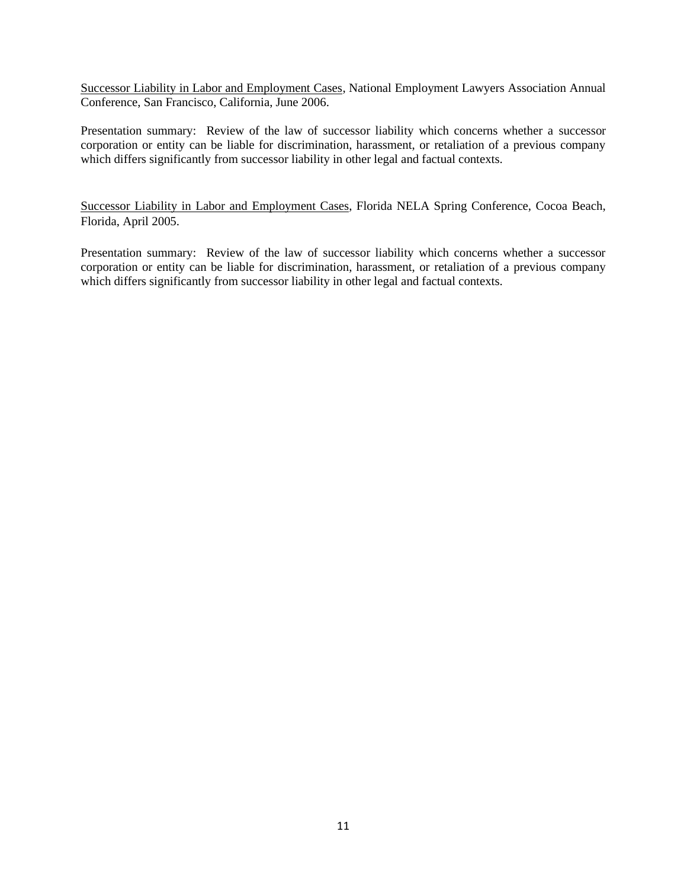<u>Successor Liability in Labor and Employment Cases</u>, National Employment Lawyers Association Annual Conference, San Francisco, California, June 2006.

Presentation summary: Review of the law of successor liability which concerns whether a successor corporation or entity can be liable for discrimination, harassment, or retaliation of a previous company which differs significantly from successor liability in other legal and factual contexts.

<u>Successor Liability in Labor and Employment Cases</u>, Florida NELA Spring Conference, Cocoa Beach, Florida, April 2005.

Presentation summary: Review of the law of successor liability which concerns whether a successor corporation or entity can be liable for discrimination, harassment, or retaliation of a previous company which differs significantly from successor liability in other legal and factual contexts.